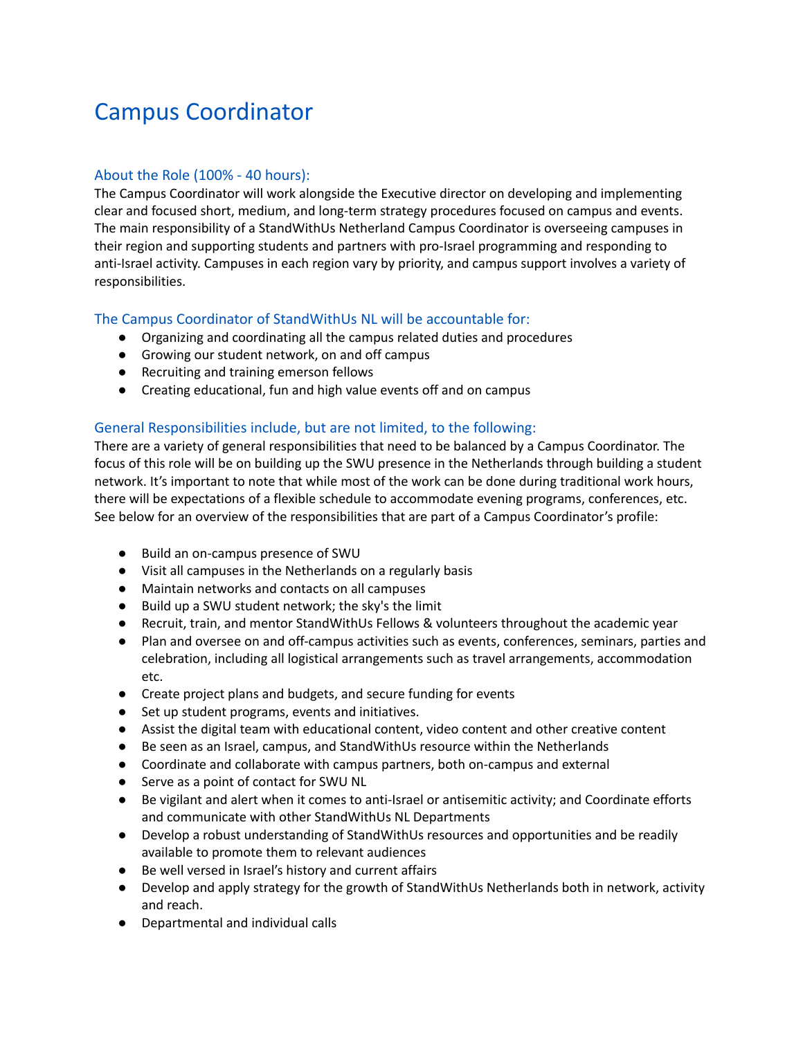# Campus Coordinator

## About the Role (100% - 40 hours):

The Campus Coordinator will work alongside the Executive director on developing and implementing clear and focused short, medium, and long-term strategy procedures focused on campus and events. The main responsibility of a StandWithUs Netherland Campus Coordinator is overseeing campuses in their region and supporting students and partners with pro-Israel programming and responding to anti-Israel activity. Campuses in each region vary by priority, and campus support involves a variety of responsibilities.

## The Campus Coordinator of StandWithUs NL will be accountable for:

- Organizing and coordinating all the campus related duties and procedures
- Growing our student network, on and off campus
- Recruiting and training emerson fellows
- Creating educational, fun and high value events off and on campus

## General Responsibilities include, but are not limited, to the following:

There are a variety of general responsibilities that need to be balanced by a Campus Coordinator. The focus of this role will be on building up the SWU presence in the Netherlands through building a student network. It's important to note that while most of the work can be done during traditional work hours, there will be expectations of a flexible schedule to accommodate evening programs, conferences, etc. See below for an overview of the responsibilities that are part of a Campus Coordinator's profile:

- Build an on-campus presence of SWU
- Visit all campuses in the Netherlands on a regularly basis
- Maintain networks and contacts on all campuses
- Build up a SWU student network; the sky's the limit
- Recruit, train, and mentor StandWithUs Fellows & volunteers throughout the academic year
- Plan and oversee on and off-campus activities such as events, conferences, seminars, parties and celebration, including all logistical arrangements such as travel arrangements, accommodation etc.
- Create project plans and budgets, and secure funding for events
- Set up student programs, events and initiatives.
- Assist the digital team with educational content, video content and other creative content
- Be seen as an Israel, campus, and StandWithUs resource within the Netherlands
- Coordinate and collaborate with campus partners, both on-campus and external
- Serve as a point of contact for SWU NL
- Be vigilant and alert when it comes to anti-Israel or antisemitic activity; and Coordinate efforts and communicate with other StandWithUs NL Departments
- Develop a robust understanding of StandWithUs resources and opportunities and be readily available to promote them to relevant audiences
- Be well versed in Israel's history and current affairs
- Develop and apply strategy for the growth of StandWithUs Netherlands both in network, activity and reach.
- Departmental and individual calls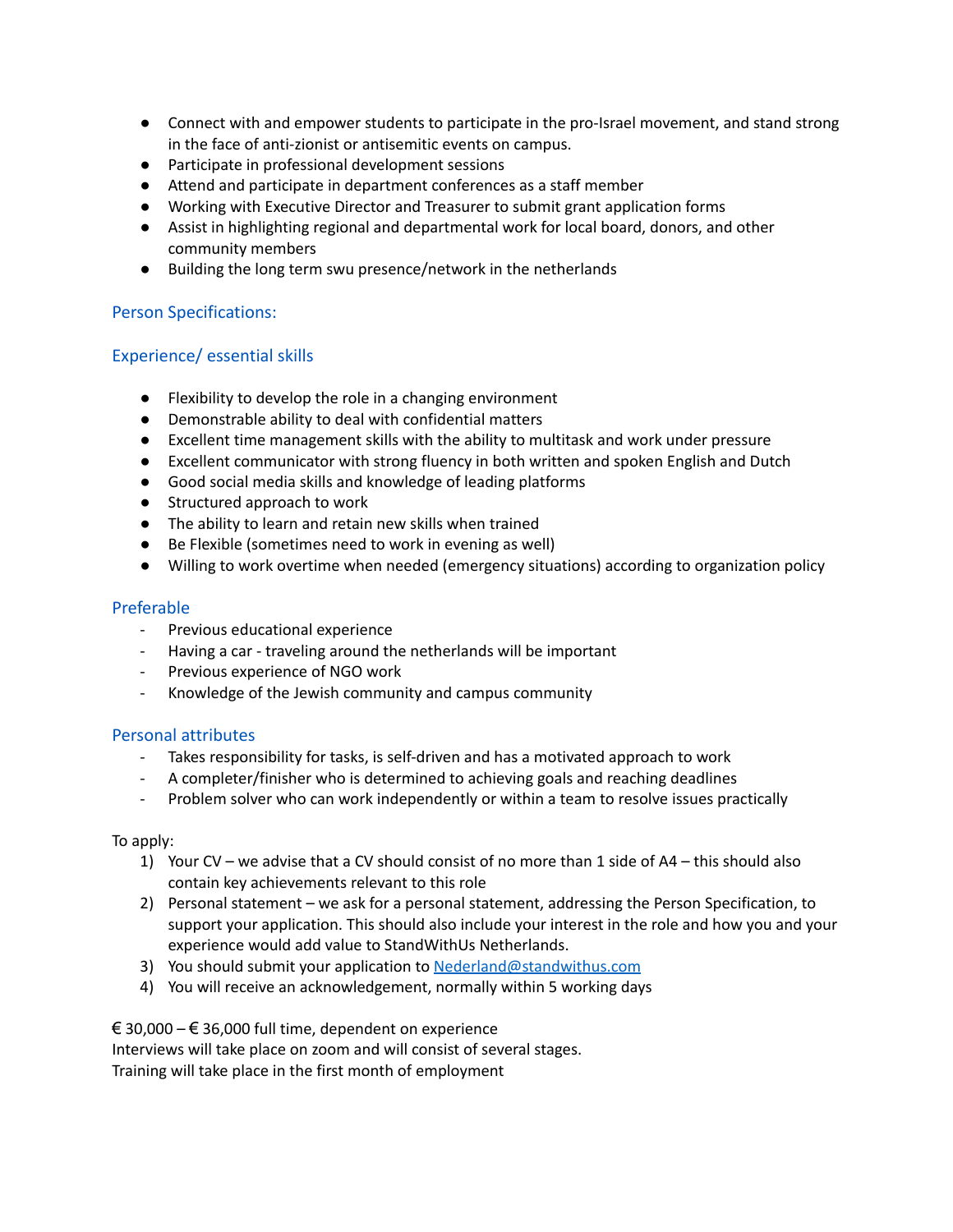- Connect with and empower students to participate in the pro-Israel movement, and stand strong in the face of anti-zionist or antisemitic events on campus.
- Participate in professional development sessions
- Attend and participate in department conferences as a staff member
- Working with Executive Director and Treasurer to submit grant application forms
- Assist in highlighting regional and departmental work for local board, donors, and other community members
- Building the long term swu presence/network in the netherlands

## Person Specifications:

## Experience/ essential skills

- Flexibility to develop the role in a changing environment
- Demonstrable ability to deal with confidential matters
- Excellent time management skills with the ability to multitask and work under pressure
- Excellent communicator with strong fluency in both written and spoken English and Dutch
- Good social media skills and knowledge of leading platforms
- Structured approach to work
- The ability to learn and retain new skills when trained
- Be Flexible (sometimes need to work in evening as well)
- Willing to work overtime when needed (emergency situations) according to organization policy

## Preferable

- Previous educational experience
- Having a car - traveling around the netherlands will be important
- Previous experience of NGO work
- Knowledge of the Jewish community and campus community

## Personal attributes

- Takes responsibility for tasks, is self-driven and has a motivated approach to work
- A completer/finisher who is determined to achieving goals and reaching deadlines
- Problem solver who can work independently or within a team to resolve issues practically

To apply:

1) Your CV – we advise that a CV should consist of no more than 1 side of A4 – this should also contain key achievements relevant to this role
2) Personal statement – we ask for a personal statement, addressing the Person Specification, to support your application. This should also include your interest in the role and how you and your experience would add value to StandWithUs Netherlands.
3) You should submit your application to Nederland@standwithus.com
4) You will receive an acknowledgement, normally within 5 working days

€ 30,000 – € 36,000 full time, dependent on experience
Interviews will take place on zoom and will consist of several stages.
Training will take place in the first month of employment